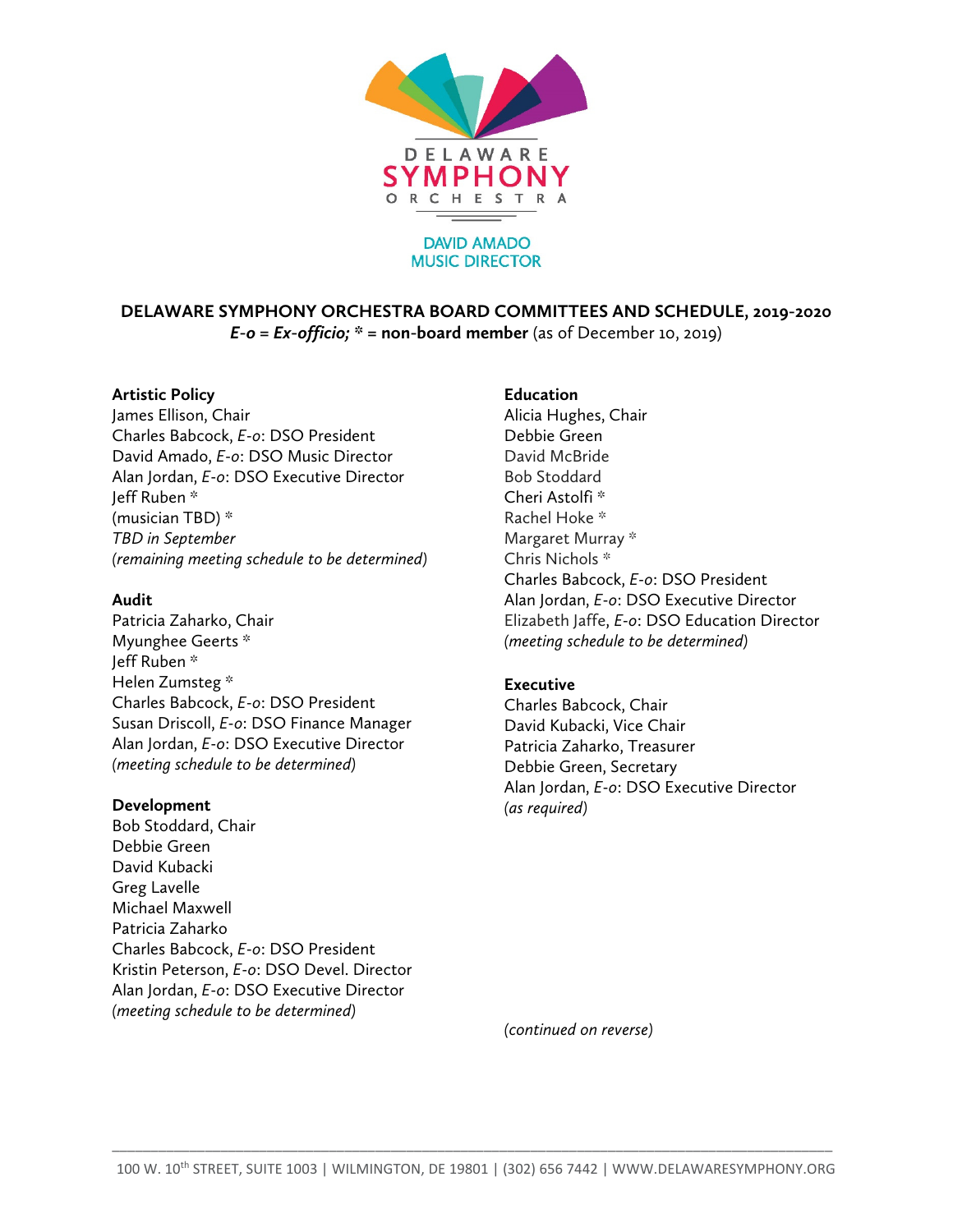DELAWARE
SYMPHONY
ORCHESTRA

DAVID AMADO
MUSIC DIRECTOR

# DELAWARE SYMPHONY ORCHESTRA BOARD COMMITTEES AND SCHEDULE, 2019-2020

***E-o* = *Ex-officio;* * = non-board member** (as of December 10, 2019)

**Artistic Policy**
James Ellison, Chair
Charles Babcock, *E-o*: DSO President
David Amado, *E-o*: DSO Music Director
Alan Jordan, *E-o*: DSO Executive Director
Jeff Ruben *
(musician TBD) *
*TBD in September*
(*remaining meeting schedule to be determined*)

**Audit**
Patricia Zaharko, Chair
Myunghee Geerts *
Jeff Ruben *
Helen Zumsteg *
Charles Babcock, *E-o*: DSO President
Susan Driscoll, *E-o*: DSO Finance Manager
Alan Jordan, *E-o*: DSO Executive Director
(*meeting schedule to be determined*)

**Development**
Bob Stoddard, Chair
Debbie Green
David Kubacki
Greg Lavelle
Michael Maxwell
Patricia Zaharko
Charles Babcock, *E-o*: DSO President
Kristin Peterson, *E-o*: DSO Devel. Director
Alan Jordan, *E-o*: DSO Executive Director
(*meeting schedule to be determined*)

**Education**
Alicia Hughes, Chair
Debbie Green
David McBride
Bob Stoddard
Cheri Astolfi *
Rachel Hoke *
Margaret Murray *
Chris Nichols *
Charles Babcock, *E-o*: DSO President
Alan Jordan, *E-o*: DSO Executive Director
Elizabeth Jaffe, *E-o*: DSO Education Director
(*meeting schedule to be determined*)

**Executive**
Charles Babcock, Chair
David Kubacki, Vice Chair
Patricia Zaharko, Treasurer
Debbie Green, Secretary
Alan Jordan, *E-o*: DSO Executive Director
(*as required*)

(*continued on reverse*)

100 W. 10th STREET, SUITE 1003 | WILMINGTON, DE 19801 | (302) 656 7442 | WWW.DELAWARESYMPHONY.ORG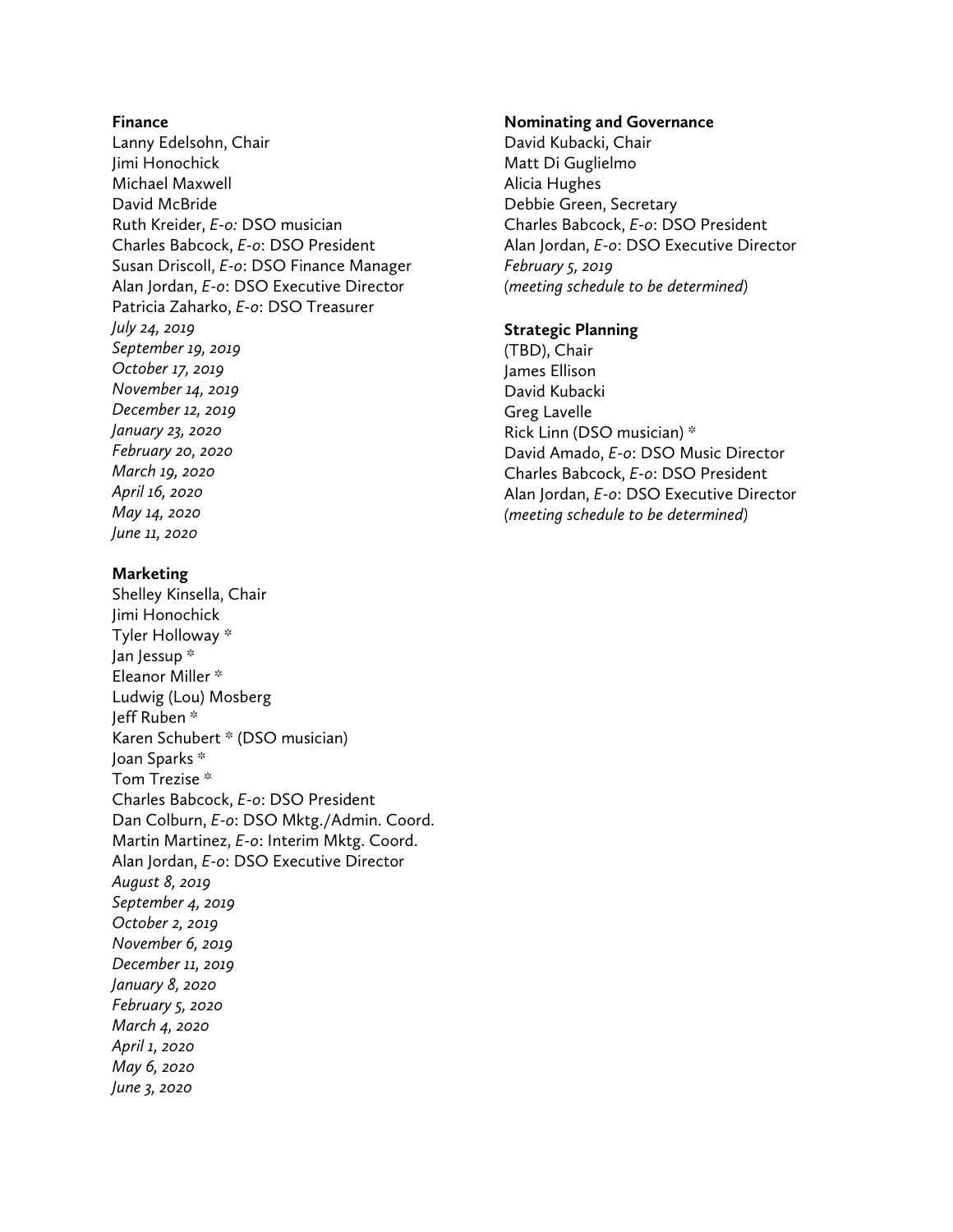**Finance**

Lanny Edelsohn, Chair
Jimi Honochick
Michael Maxwell
David McBride
Ruth Kreider, *E-o:* DSO musician
Charles Babcock, *E-o*: DSO President
Susan Driscoll, *E-o*: DSO Finance Manager
Alan Jordan, *E-o*: DSO Executive Director
Patricia Zaharko, *E-o*: DSO Treasurer
*July 24, 2019*
*September 19, 2019*
*October 17, 2019*
*November 14, 2019*
*December 12, 2019*
*January 23, 2020*
*February 20, 2020*
*March 19, 2020*
*April 16, 2020*
*May 14, 2020*
*June 11, 2020*

**Marketing**

Shelley Kinsella, Chair
Jimi Honochick
Tyler Holloway *
Jan Jessup *
Eleanor Miller *
Ludwig (Lou) Mosberg
Jeff Ruben *
Karen Schubert * (DSO musician)
Joan Sparks *
Tom Trezise *
Charles Babcock, *E-o*: DSO President
Dan Colburn, *E-o*: DSO Mktg./Admin. Coord.
Martin Martinez, *E-o*: Interim Mktg. Coord.
Alan Jordan, *E-o*: DSO Executive Director
*August 8, 2019*
*September 4, 2019*
*October 2, 2019*
*November 6, 2019*
*December 11, 2019*
*January 8, 2020*
*February 5, 2020*
*March 4, 2020*
*April 1, 2020*
*May 6, 2020*
*June 3, 2020*

**Nominating and Governance**

David Kubacki, Chair
Matt Di Guglielmo
Alicia Hughes
Debbie Green, Secretary
Charles Babcock, *E-o*: DSO President
Alan Jordan, *E-o*: DSO Executive Director
*February 5, 2019*
*(meeting schedule to be determined)*

**Strategic Planning**

(TBD), Chair
James Ellison
David Kubacki
Greg Lavelle
Rick Linn (DSO musician) *
David Amado, *E-o*: DSO Music Director
Charles Babcock, *E-o*: DSO President
Alan Jordan, *E-o*: DSO Executive Director
*(meeting schedule to be determined)*